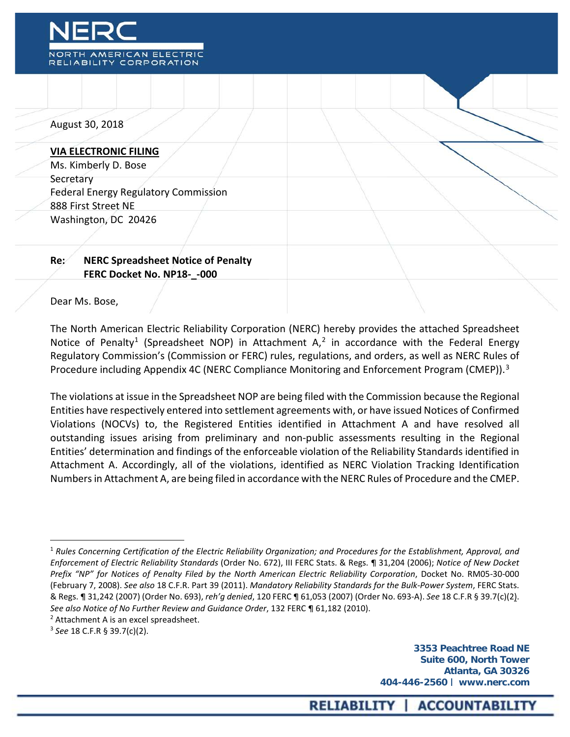August 30, 2018

**VIA ELECTRONIC FILING**
Ms. Kimberly D. Bose
Secretary
Federal Energy Regulatory Commission
888 First Street NE
Washington, DC 20426

**Re: NERC Spreadsheet Notice of Penalty**
**FERC Docket No. NP18-_-000**

Dear Ms. Bose,

The North American Electric Reliability Corporation (NERC) hereby provides the attached Spreadsheet Notice of Penalty[1] (Spreadsheet NOP) in Attachment A,[2] in accordance with the Federal Energy Regulatory Commission's (Commission or FERC) rules, regulations, and orders, as well as NERC Rules of Procedure including Appendix 4C (NERC Compliance Monitoring and Enforcement Program (CMEP)).[3]

The violations at issue in the Spreadsheet NOP are being filed with the Commission because the Regional Entities have respectively entered into settlement agreements with, or have issued Notices of Confirmed Violations (NOCVs) to, the Registered Entities identified in Attachment A and have resolved all outstanding issues arising from preliminary and non-public assessments resulting in the Regional Entities' determination and findings of the enforceable violation of the Reliability Standards identified in Attachment A. Accordingly, all of the violations, identified as NERC Violation Tracking Identification Numbers in Attachment A, are being filed in accordance with the NERC Rules of Procedure and the CMEP.

---

[1] *Rules Concerning Certification of the Electric Reliability Organization; and Procedures for the Establishment, Approval, and Enforcement of Electric Reliability Standards* (Order No. 672), III FERC Stats. & Regs. ¶ 31,204 (2006); *Notice of New Docket Prefix "NP" for Notices of Penalty Filed by the North American Electric Reliability Corporation*, Docket No. RM05-30-000 (February 7, 2008). *See also* 18 C.F.R. Part 39 (2011). *Mandatory Reliability Standards for the Bulk-Power System*, FERC Stats. & Regs. ¶ 31,242 (2007) (Order No. 693), *reh'g denied*, 120 FERC ¶ 61,053 (2007) (Order No. 693-A). *See* 18 C.F.R § 39.7(c)(2). *See also Notice of No Further Review and Guidance Order*, 132 FERC ¶ 61,182 (2010).

[2] Attachment A is an excel spreadsheet.

[3] *See* 18 C.F.R § 39.7(c)(2).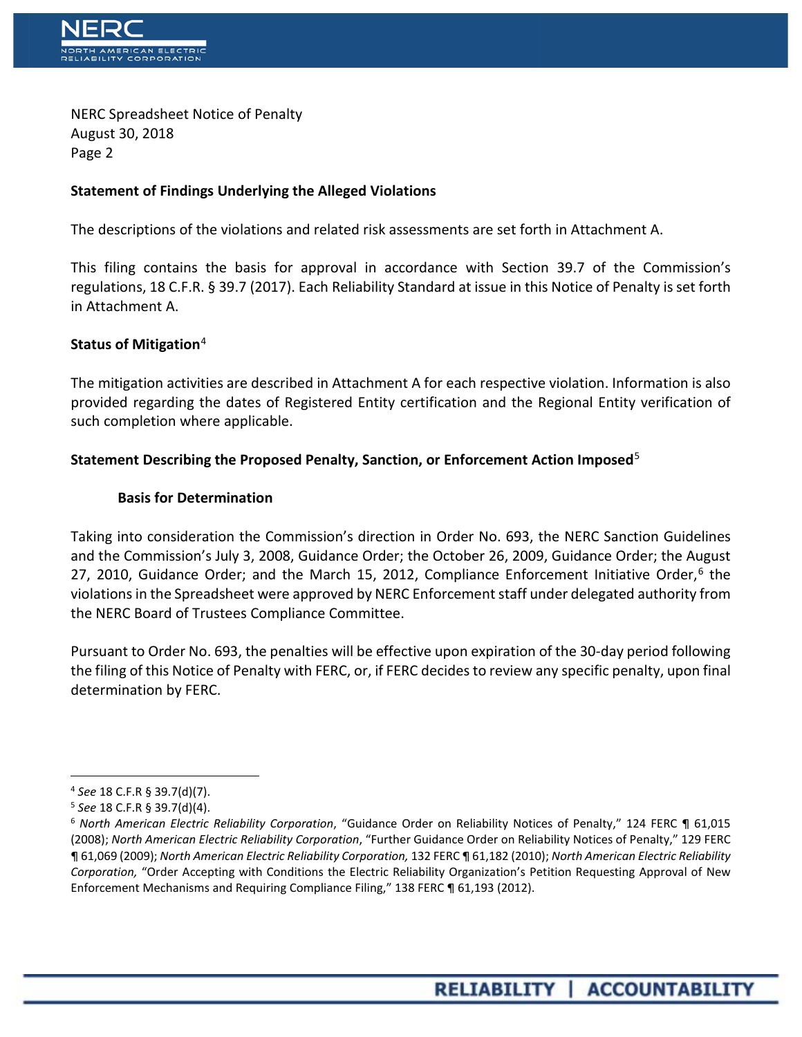## Statement of Findings Underlying the Alleged Violations

The descriptions of the violations and related risk assessments are set forth in Attachment A.

This filing contains the basis for approval in accordance with Section 39.7 of the Commission's regulations, 18 C.F.R. § 39.7 (2017). Each Reliability Standard at issue in this Notice of Penalty is set forth in Attachment A.

## Status of Mitigation[4]

The mitigation activities are described in Attachment A for each respective violation. Information is also provided regarding the dates of Registered Entity certification and the Regional Entity verification of such completion where applicable.

## Statement Describing the Proposed Penalty, Sanction, or Enforcement Action Imposed[5]

### Basis for Determination

Taking into consideration the Commission's direction in Order No. 693, the NERC Sanction Guidelines and the Commission's July 3, 2008, Guidance Order; the October 26, 2009, Guidance Order; the August 27, 2010, Guidance Order; and the March 15, 2012, Compliance Enforcement Initiative Order,[6] the violations in the Spreadsheet were approved by NERC Enforcement staff under delegated authority from the NERC Board of Trustees Compliance Committee.

Pursuant to Order No. 693, the penalties will be effective upon expiration of the 30-day period following the filing of this Notice of Penalty with FERC, or, if FERC decides to review any specific penalty, upon final determination by FERC.

---

[4] *See* 18 C.F.R § 39.7(d)(7).

[5] *See* 18 C.F.R § 39.7(d)(4).

[6] *North American Electric Reliability Corporation*, "Guidance Order on Reliability Notices of Penalty," 124 FERC ¶ 61,015 (2008); *North American Electric Reliability Corporation*, "Further Guidance Order on Reliability Notices of Penalty," 129 FERC ¶ 61,069 (2009); *North American Electric Reliability Corporation,* 132 FERC ¶ 61,182 (2010); *North American Electric Reliability Corporation,* "Order Accepting with Conditions the Electric Reliability Organization's Petition Requesting Approval of New Enforcement Mechanisms and Requiring Compliance Filing," 138 FERC ¶ 61,193 (2012).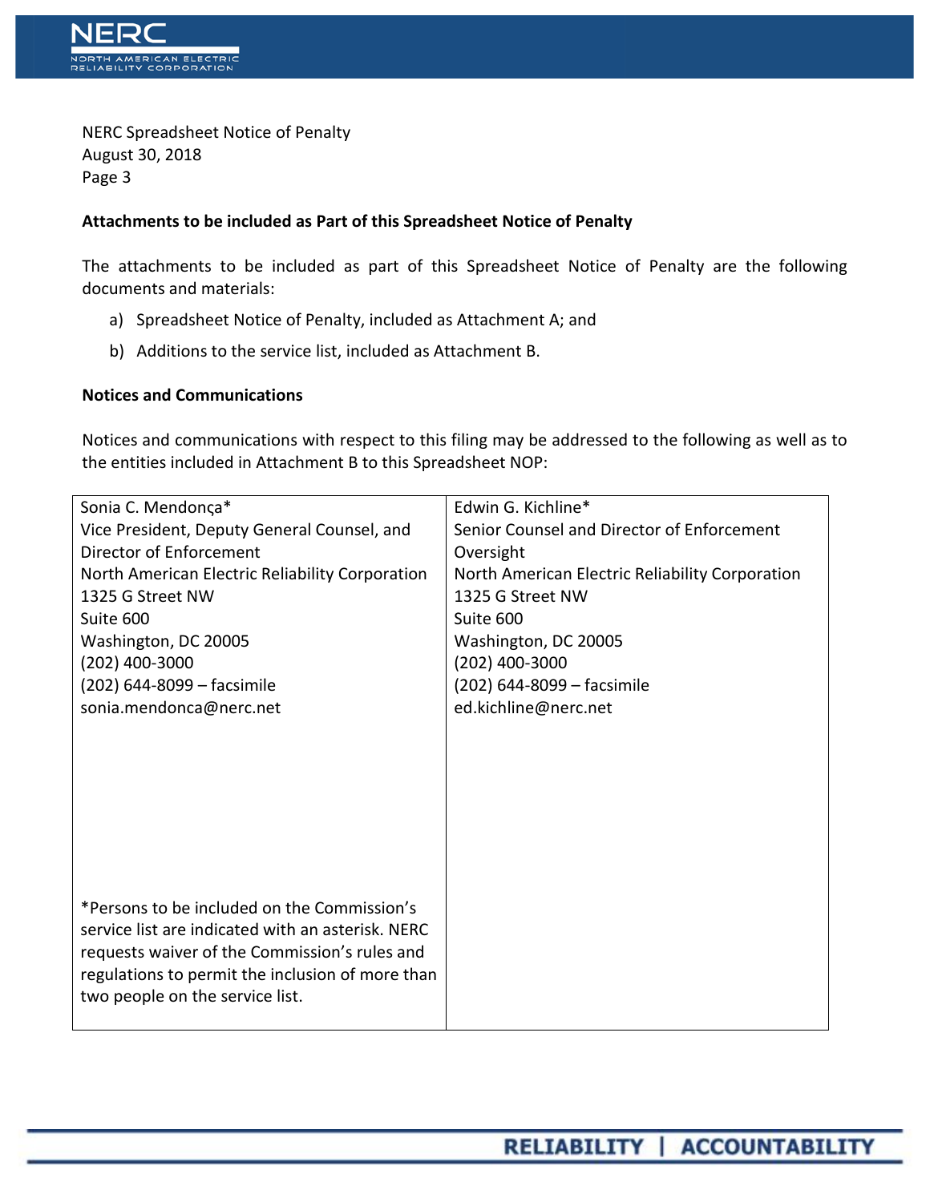NERC Spreadsheet Notice of Penalty
August 30, 2018

**Attachments to be included as Part of this Spreadsheet Notice of Penalty**

The attachments to be included as part of this Spreadsheet Notice of Penalty are the following documents and materials:

a) Spreadsheet Notice of Penalty, included as Attachment A; and

b) Additions to the service list, included as Attachment B.

**Notices and Communications**

Notices and communications with respect to this filing may be addressed to the following as well as to the entities included in Attachment B to this Spreadsheet NOP:

| | |
|---|---|
| Sonia C. Mendonça*<br>Vice President, Deputy General Counsel, and Director of Enforcement<br>North American Electric Reliability Corporation<br>1325 G Street NW<br>Suite 600<br>Washington, DC 20005<br>(202) 400-3000<br>(202) 644-8099 – facsimile<br>sonia.mendonca@nerc.net<br><br>*Persons to be included on the Commission's service list are indicated with an asterisk. NERC requests waiver of the Commission's rules and regulations to permit the inclusion of more than two people on the service list. | Edwin G. Kichline*<br>Senior Counsel and Director of Enforcement Oversight<br>North American Electric Reliability Corporation<br>1325 G Street NW<br>Suite 600<br>Washington, DC 20005<br>(202) 400-3000<br>(202) 644-8099 – facsimile<br>ed.kichline@nerc.net |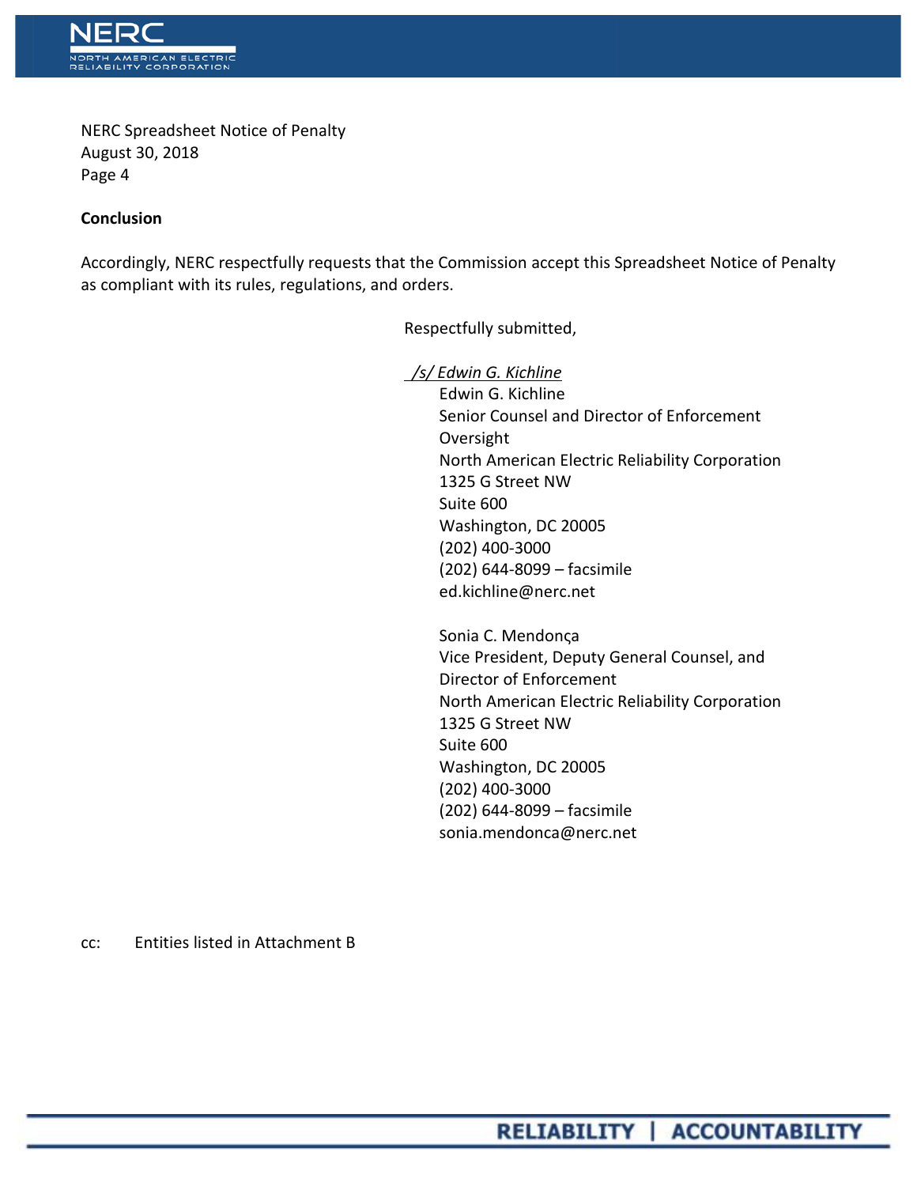NERC Spreadsheet Notice of Penalty
August 30, 2018
Page 4

**Conclusion**

Accordingly, NERC respectfully requests that the Commission accept this Spreadsheet Notice of Penalty as compliant with its rules, regulations, and orders.

Respectfully submitted,

*/s/ Edwin G. Kichline*
Edwin G. Kichline
Senior Counsel and Director of Enforcement Oversight
North American Electric Reliability Corporation
1325 G Street NW
Suite 600
Washington, DC 20005
(202) 400-3000
(202) 644-8099 – facsimile
ed.kichline@nerc.net

Sonia C. Mendonça
Vice President, Deputy General Counsel, and Director of Enforcement
North American Electric Reliability Corporation
1325 G Street NW
Suite 600
Washington, DC 20005
(202) 400-3000
(202) 644-8099 – facsimile
sonia.mendonca@nerc.net

cc: Entities listed in Attachment B